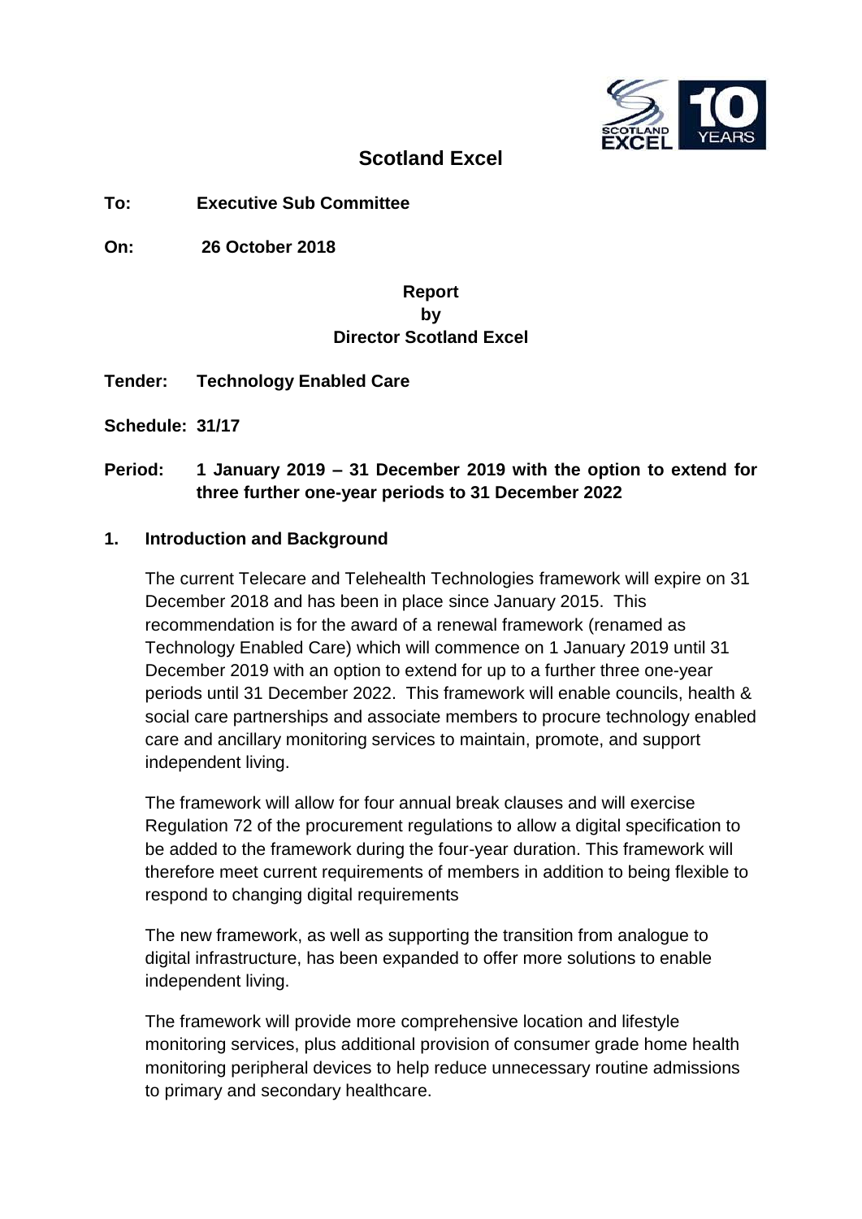# Scotland Excel

**To:** **Executive Sub Committee**

**On:** **26 October 2018**

**Report**
**by**
**Director Scotland Excel**

**Tender:** **Technology Enabled Care**

**Schedule:** **31/17**

**Period:** **1 January 2019 – 31 December 2019 with the option to extend for three further one-year periods to 31 December 2022**

## 1. Introduction and Background

The current Telecare and Telehealth Technologies framework will expire on 31 December 2018 and has been in place since January 2015. This recommendation is for the award of a renewal framework (renamed as Technology Enabled Care) which will commence on 1 January 2019 until 31 December 2019 with an option to extend for up to a further three one-year periods until 31 December 2022. This framework will enable councils, health & social care partnerships and associate members to procure technology enabled care and ancillary monitoring services to maintain, promote, and support independent living.

The framework will allow for four annual break clauses and will exercise Regulation 72 of the procurement regulations to allow a digital specification to be added to the framework during the four-year duration. This framework will therefore meet current requirements of members in addition to being flexible to respond to changing digital requirements

The new framework, as well as supporting the transition from analogue to digital infrastructure, has been expanded to offer more solutions to enable independent living.

The framework will provide more comprehensive location and lifestyle monitoring services, plus additional provision of consumer grade home health monitoring peripheral devices to help reduce unnecessary routine admissions to primary and secondary healthcare.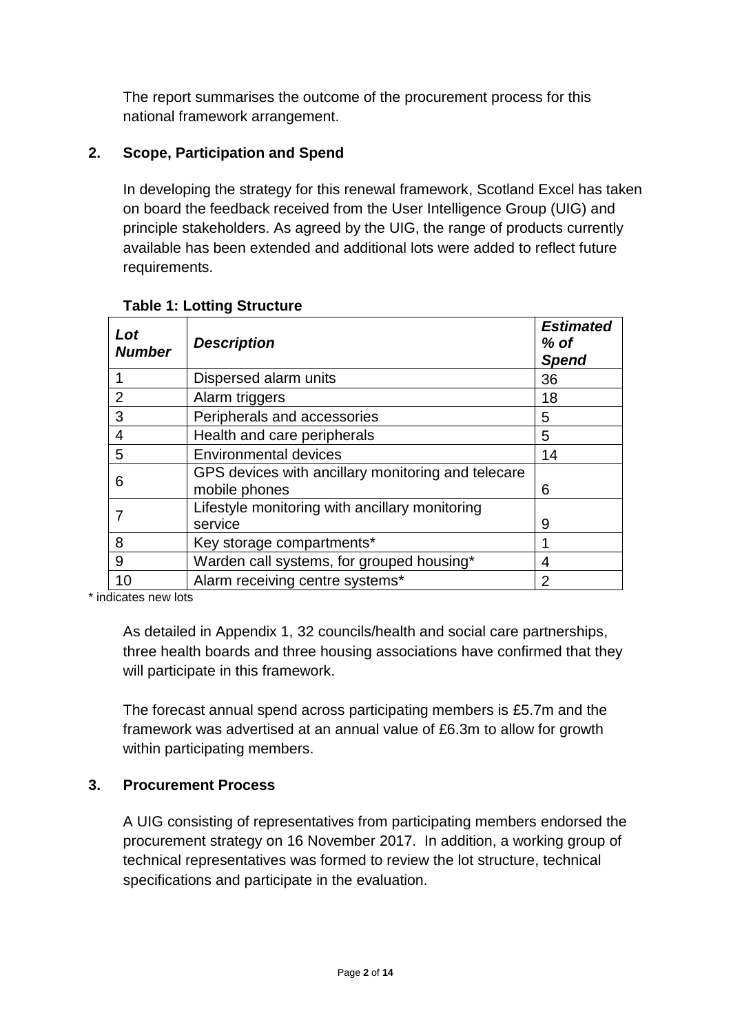The report summarises the outcome of the procurement process for this national framework arrangement.

## 2. Scope, Participation and Spend

In developing the strategy for this renewal framework, Scotland Excel has taken on board the feedback received from the User Intelligence Group (UIG) and principle stakeholders. As agreed by the UIG, the range of products currently available has been extended and additional lots were added to reflect future requirements.

**Table 1: Lotting Structure**

| ***Lot Number*** | ***Description*** | ***Estimated % of Spend*** |
|---|---|---|
| 1 | Dispersed alarm units | 36 |
| 2 | Alarm triggers | 18 |
| 3 | Peripherals and accessories | 5 |
| 4 | Health and care peripherals | 5 |
| 5 | Environmental devices | 14 |
| 6 | GPS devices with ancillary monitoring and telecare mobile phones | 6 |
| 7 | Lifestyle monitoring with ancillary monitoring service | 9 |
| 8 | Key storage compartments* | 1 |
| 9 | Warden call systems, for grouped housing* | 4 |
| 10 | Alarm receiving centre systems* | 2 |

\* indicates new lots

As detailed in Appendix 1, 32 councils/health and social care partnerships, three health boards and three housing associations have confirmed that they will participate in this framework.

The forecast annual spend across participating members is £5.7m and the framework was advertised at an annual value of £6.3m to allow for growth within participating members.

## 3. Procurement Process

A UIG consisting of representatives from participating members endorsed the procurement strategy on 16 November 2017. In addition, a working group of technical representatives was formed to review the lot structure, technical specifications and participate in the evaluation.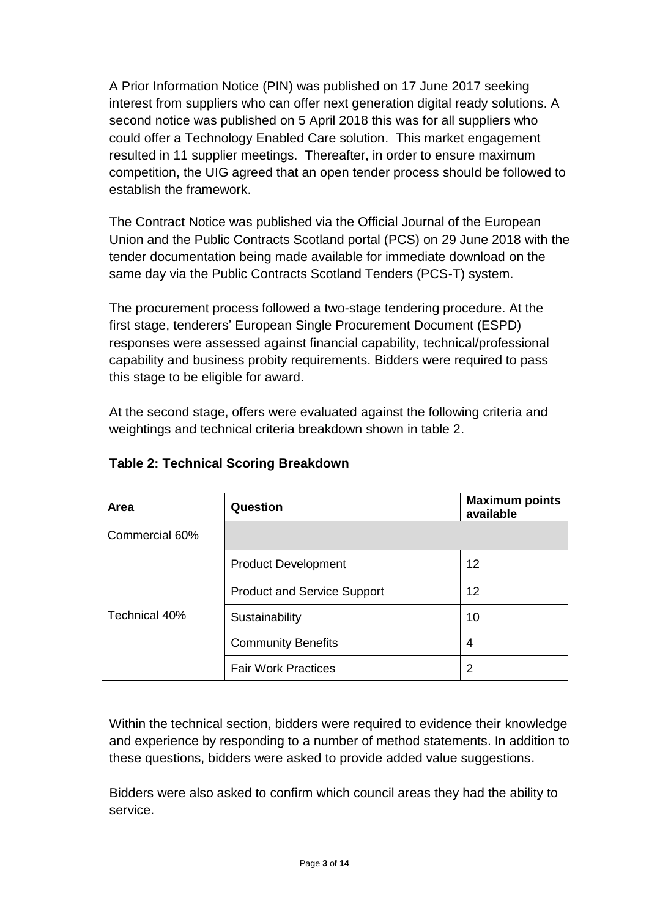A Prior Information Notice (PIN) was published on 17 June 2017 seeking interest from suppliers who can offer next generation digital ready solutions. A second notice was published on 5 April 2018 this was for all suppliers who could offer a Technology Enabled Care solution. This market engagement resulted in 11 supplier meetings. Thereafter, in order to ensure maximum competition, the UIG agreed that an open tender process should be followed to establish the framework.

The Contract Notice was published via the Official Journal of the European Union and the Public Contracts Scotland portal (PCS) on 29 June 2018 with the tender documentation being made available for immediate download on the same day via the Public Contracts Scotland Tenders (PCS-T) system.

The procurement process followed a two-stage tendering procedure. At the first stage, tenderers' European Single Procurement Document (ESPD) responses were assessed against financial capability, technical/professional capability and business probity requirements. Bidders were required to pass this stage to be eligible for award.

At the second stage, offers were evaluated against the following criteria and weightings and technical criteria breakdown shown in table 2.

**Table 2: Technical Scoring Breakdown**

| Area | Question | Maximum points available |
|---|---|---|
| Commercial 60% | | |
| Technical 40% | Product Development | 12 |
| | Product and Service Support | 12 |
| | Sustainability | 10 |
| | Community Benefits | 4 |
| | Fair Work Practices | 2 |

Within the technical section, bidders were required to evidence their knowledge and experience by responding to a number of method statements. In addition to these questions, bidders were asked to provide added value suggestions.

Bidders were also asked to confirm which council areas they had the ability to service.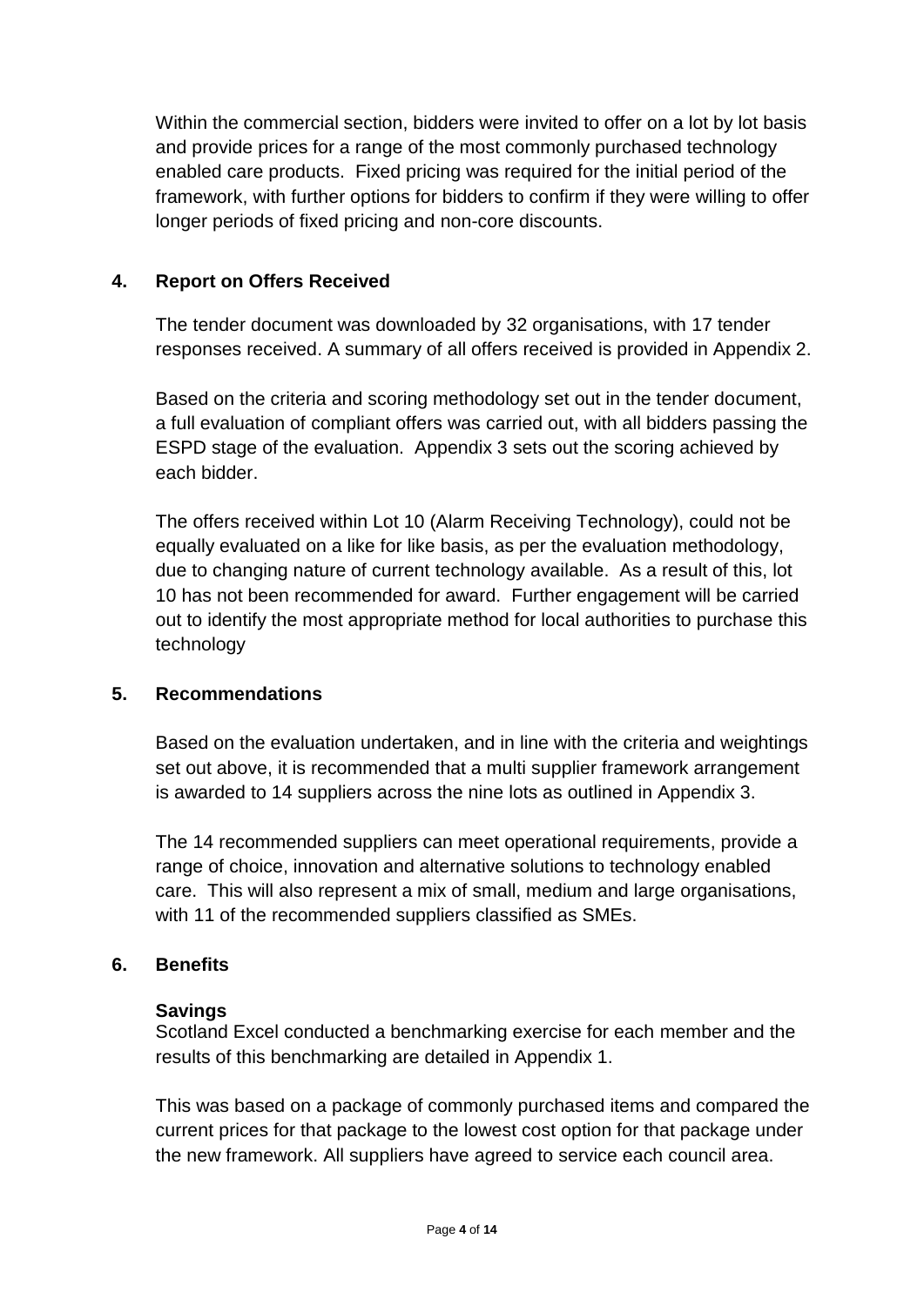Within the commercial section, bidders were invited to offer on a lot by lot basis and provide prices for a range of the most commonly purchased technology enabled care products. Fixed pricing was required for the initial period of the framework, with further options for bidders to confirm if they were willing to offer longer periods of fixed pricing and non-core discounts.

## 4. Report on Offers Received

The tender document was downloaded by 32 organisations, with 17 tender responses received. A summary of all offers received is provided in Appendix 2.

Based on the criteria and scoring methodology set out in the tender document, a full evaluation of compliant offers was carried out, with all bidders passing the ESPD stage of the evaluation. Appendix 3 sets out the scoring achieved by each bidder.

The offers received within Lot 10 (Alarm Receiving Technology), could not be equally evaluated on a like for like basis, as per the evaluation methodology, due to changing nature of current technology available. As a result of this, lot 10 has not been recommended for award. Further engagement will be carried out to identify the most appropriate method for local authorities to purchase this technology

## 5. Recommendations

Based on the evaluation undertaken, and in line with the criteria and weightings set out above, it is recommended that a multi supplier framework arrangement is awarded to 14 suppliers across the nine lots as outlined in Appendix 3.

The 14 recommended suppliers can meet operational requirements, provide a range of choice, innovation and alternative solutions to technology enabled care. This will also represent a mix of small, medium and large organisations, with 11 of the recommended suppliers classified as SMEs.

## 6. Benefits

### Savings

Scotland Excel conducted a benchmarking exercise for each member and the results of this benchmarking are detailed in Appendix 1.

This was based on a package of commonly purchased items and compared the current prices for that package to the lowest cost option for that package under the new framework. All suppliers have agreed to service each council area.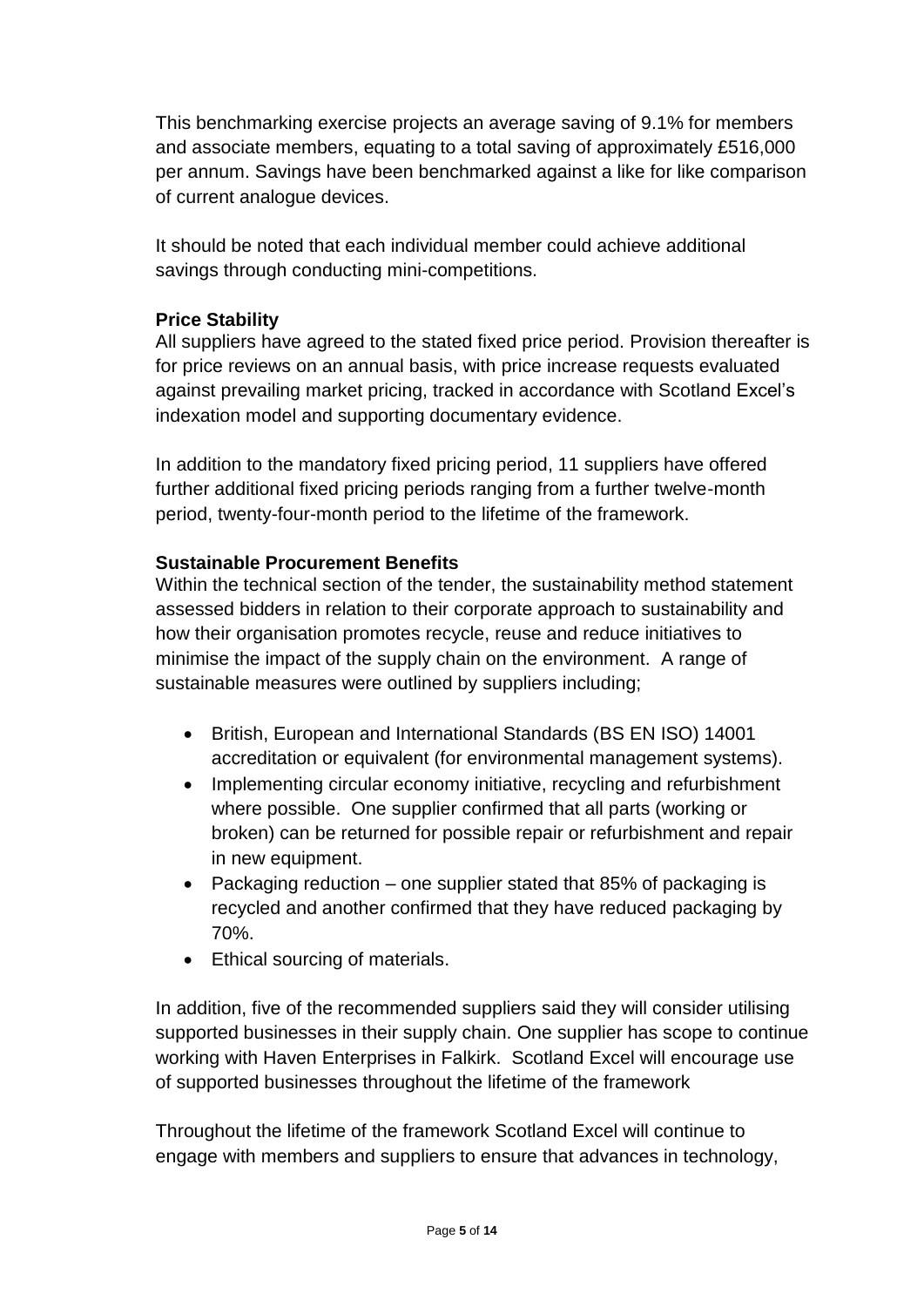This benchmarking exercise projects an average saving of 9.1% for members and associate members, equating to a total saving of approximately £516,000 per annum. Savings have been benchmarked against a like for like comparison of current analogue devices.

It should be noted that each individual member could achieve additional savings through conducting mini-competitions.

**Price Stability**

All suppliers have agreed to the stated fixed price period. Provision thereafter is for price reviews on an annual basis, with price increase requests evaluated against prevailing market pricing, tracked in accordance with Scotland Excel's indexation model and supporting documentary evidence.

In addition to the mandatory fixed pricing period, 11 suppliers have offered further additional fixed pricing periods ranging from a further twelve-month period, twenty-four-month period to the lifetime of the framework.

**Sustainable Procurement Benefits**

Within the technical section of the tender, the sustainability method statement assessed bidders in relation to their corporate approach to sustainability and how their organisation promotes recycle, reuse and reduce initiatives to minimise the impact of the supply chain on the environment. A range of sustainable measures were outlined by suppliers including;

- British, European and International Standards (BS EN ISO) 14001 accreditation or equivalent (for environmental management systems).
- Implementing circular economy initiative, recycling and refurbishment where possible. One supplier confirmed that all parts (working or broken) can be returned for possible repair or refurbishment and repair in new equipment.
- Packaging reduction – one supplier stated that 85% of packaging is recycled and another confirmed that they have reduced packaging by 70%.
- Ethical sourcing of materials.

In addition, five of the recommended suppliers said they will consider utilising supported businesses in their supply chain. One supplier has scope to continue working with Haven Enterprises in Falkirk. Scotland Excel will encourage use of supported businesses throughout the lifetime of the framework

Throughout the lifetime of the framework Scotland Excel will continue to engage with members and suppliers to ensure that advances in technology,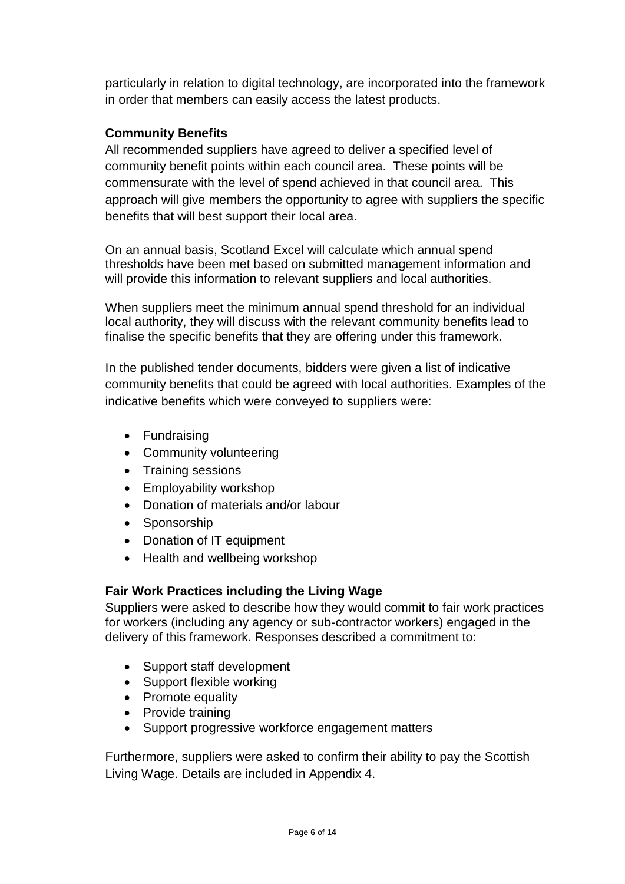particularly in relation to digital technology, are incorporated into the framework in order that members can easily access the latest products.

**Community Benefits**

All recommended suppliers have agreed to deliver a specified level of community benefit points within each council area. These points will be commensurate with the level of spend achieved in that council area. This approach will give members the opportunity to agree with suppliers the specific benefits that will best support their local area.

On an annual basis, Scotland Excel will calculate which annual spend thresholds have been met based on submitted management information and will provide this information to relevant suppliers and local authorities.

When suppliers meet the minimum annual spend threshold for an individual local authority, they will discuss with the relevant community benefits lead to finalise the specific benefits that they are offering under this framework.

In the published tender documents, bidders were given a list of indicative community benefits that could be agreed with local authorities. Examples of the indicative benefits which were conveyed to suppliers were:

- Fundraising
- Community volunteering
- Training sessions
- Employability workshop
- Donation of materials and/or labour
- Sponsorship
- Donation of IT equipment
- Health and wellbeing workshop

**Fair Work Practices including the Living Wage**

Suppliers were asked to describe how they would commit to fair work practices for workers (including any agency or sub-contractor workers) engaged in the delivery of this framework. Responses described a commitment to:

- Support staff development
- Support flexible working
- Promote equality
- Provide training
- Support progressive workforce engagement matters

Furthermore, suppliers were asked to confirm their ability to pay the Scottish Living Wage. Details are included in Appendix 4.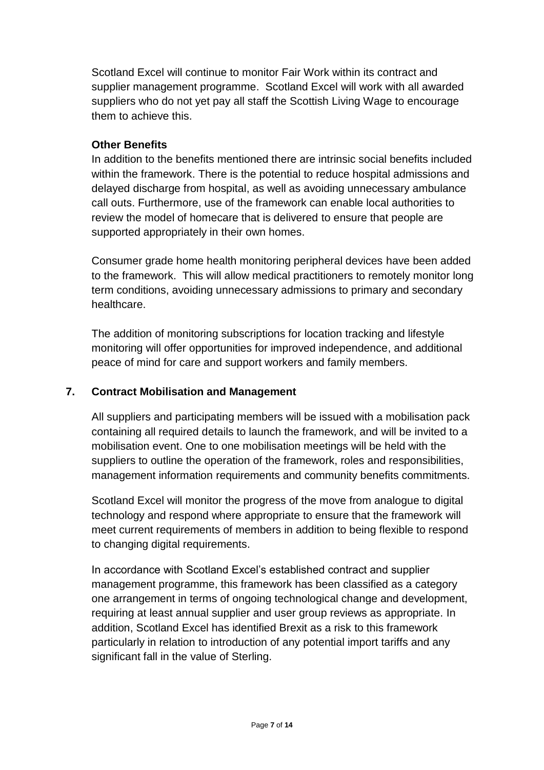Scotland Excel will continue to monitor Fair Work within its contract and supplier management programme. Scotland Excel will work with all awarded suppliers who do not yet pay all staff the Scottish Living Wage to encourage them to achieve this.

**Other Benefits**

In addition to the benefits mentioned there are intrinsic social benefits included within the framework. There is the potential to reduce hospital admissions and delayed discharge from hospital, as well as avoiding unnecessary ambulance call outs. Furthermore, use of the framework can enable local authorities to review the model of homecare that is delivered to ensure that people are supported appropriately in their own homes.

Consumer grade home health monitoring peripheral devices have been added to the framework. This will allow medical practitioners to remotely monitor long term conditions, avoiding unnecessary admissions to primary and secondary healthcare.

The addition of monitoring subscriptions for location tracking and lifestyle monitoring will offer opportunities for improved independence, and additional peace of mind for care and support workers and family members.

## 7. Contract Mobilisation and Management

All suppliers and participating members will be issued with a mobilisation pack containing all required details to launch the framework, and will be invited to a mobilisation event. One to one mobilisation meetings will be held with the suppliers to outline the operation of the framework, roles and responsibilities, management information requirements and community benefits commitments.

Scotland Excel will monitor the progress of the move from analogue to digital technology and respond where appropriate to ensure that the framework will meet current requirements of members in addition to being flexible to respond to changing digital requirements.

In accordance with Scotland Excel's established contract and supplier management programme, this framework has been classified as a category one arrangement in terms of ongoing technological change and development, requiring at least annual supplier and user group reviews as appropriate. In addition, Scotland Excel has identified Brexit as a risk to this framework particularly in relation to introduction of any potential import tariffs and any significant fall in the value of Sterling.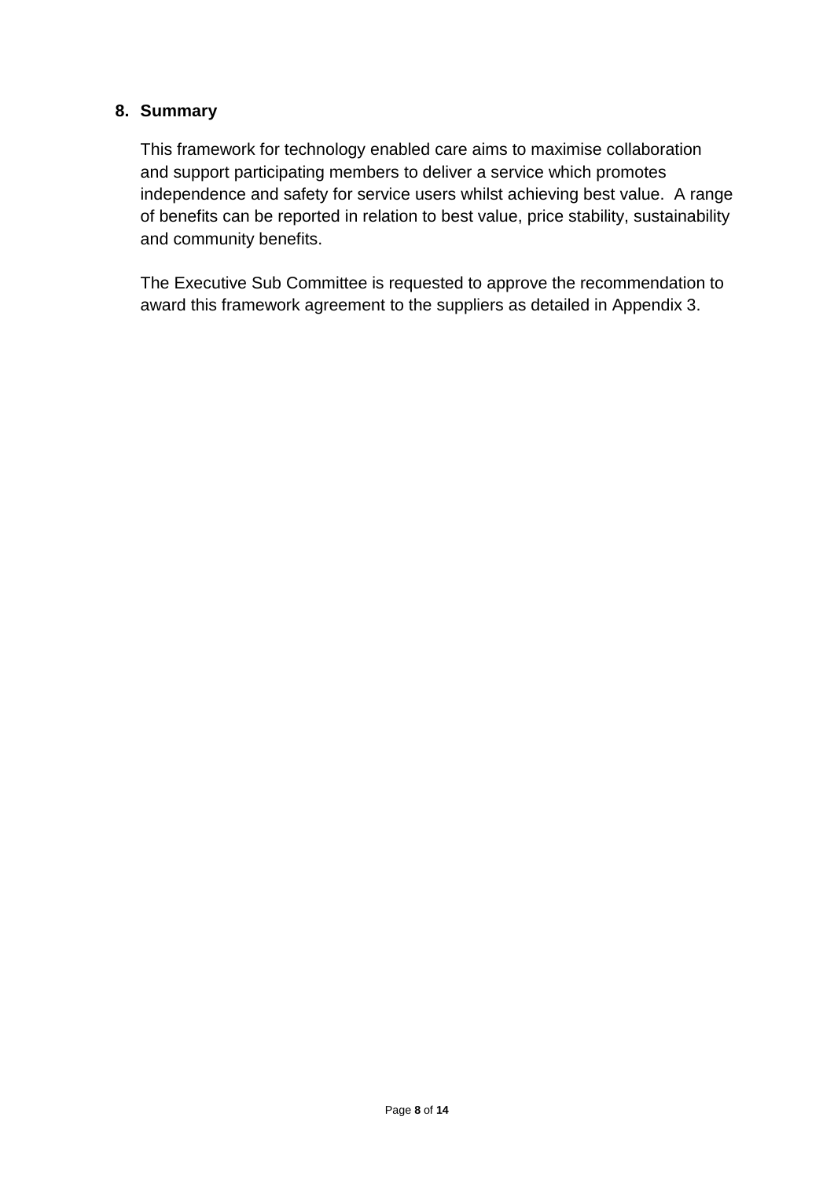## 8. Summary

This framework for technology enabled care aims to maximise collaboration and support participating members to deliver a service which promotes independence and safety for service users whilst achieving best value.  A range of benefits can be reported in relation to best value, price stability, sustainability and community benefits.

The Executive Sub Committee is requested to approve the recommendation to award this framework agreement to the suppliers as detailed in Appendix 3.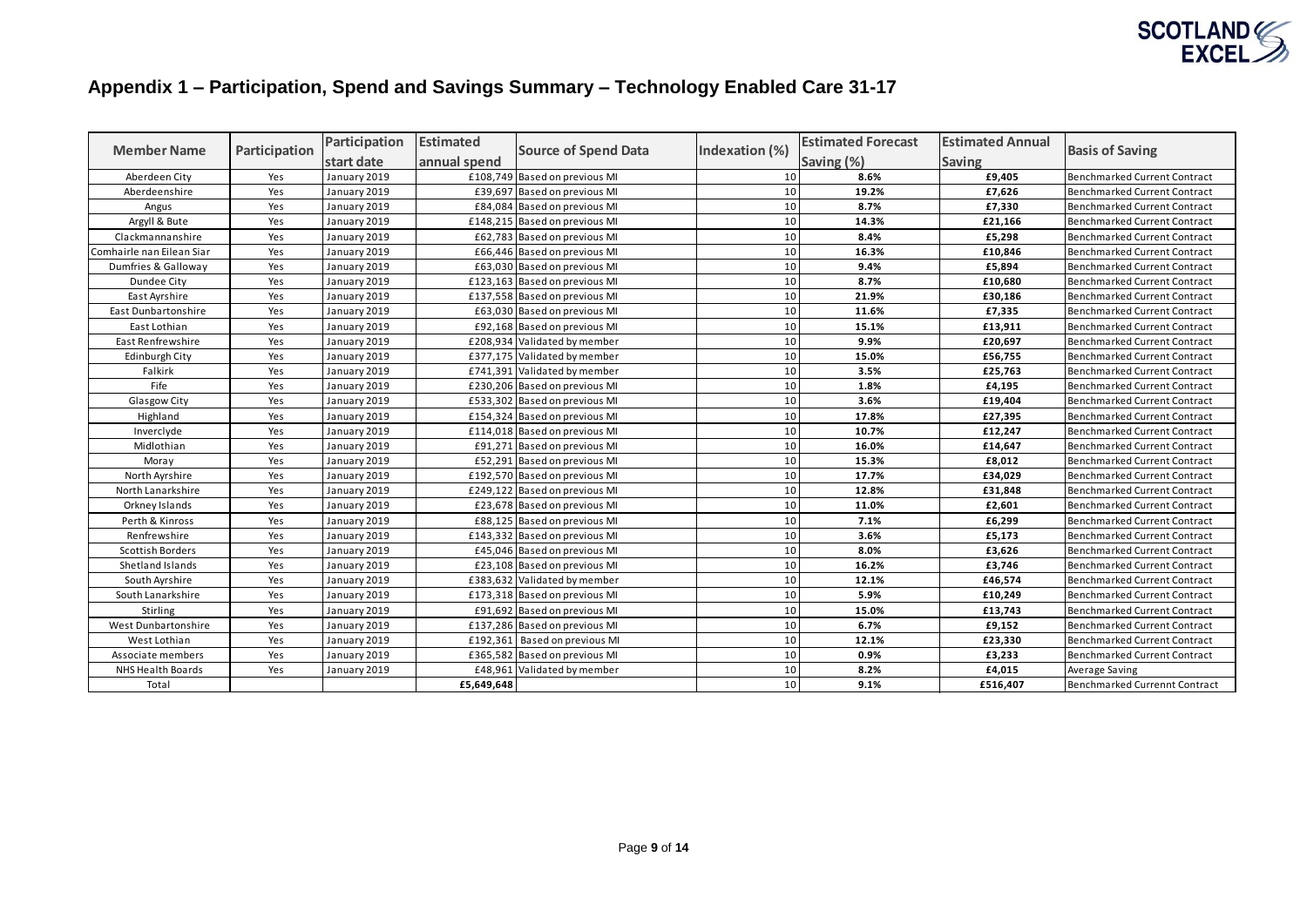## Appendix 1 – Participation, Spend and Savings Summary – Technology Enabled Care 31-17

| Member Name | Participation | Participation start date | Estimated annual spend | Source of Spend Data | Indexation (%) | Estimated Forecast Saving (%) | Estimated Annual Saving | Basis of Saving |
|---|---|---|---|---|---|---|---|---|
| Aberdeen City | Yes | January 2019 | £108,749 | Based on previous MI | 10 | **8.6%** | **£9,405** | Benchmarked Current Contract |
| Aberdeenshire | Yes | January 2019 | £39,697 | Based on previous MI | 10 | **19.2%** | **£7,626** | Benchmarked Current Contract |
| Angus | Yes | January 2019 | £84,084 | Based on previous MI | 10 | **8.7%** | **£7,330** | Benchmarked Current Contract |
| Argyll & Bute | Yes | January 2019 | £148,215 | Based on previous MI | 10 | **14.3%** | **£21,166** | Benchmarked Current Contract |
| Clackmannanshire | Yes | January 2019 | £62,783 | Based on previous MI | 10 | **8.4%** | **£5,298** | Benchmarked Current Contract |
| Comhairle nan Eilean Siar | Yes | January 2019 | £66,446 | Based on previous MI | 10 | **16.3%** | **£10,846** | Benchmarked Current Contract |
| Dumfries & Galloway | Yes | January 2019 | £63,030 | Based on previous MI | 10 | **9.4%** | **£5,894** | Benchmarked Current Contract |
| Dundee City | Yes | January 2019 | £123,163 | Based on previous MI | 10 | **8.7%** | **£10,680** | Benchmarked Current Contract |
| East Ayrshire | Yes | January 2019 | £137,558 | Based on previous MI | 10 | **21.9%** | **£30,186** | Benchmarked Current Contract |
| East Dunbartonshire | Yes | January 2019 | £63,030 | Based on previous MI | 10 | **11.6%** | **£7,335** | Benchmarked Current Contract |
| East Lothian | Yes | January 2019 | £92,168 | Based on previous MI | 10 | **15.1%** | **£13,911** | Benchmarked Current Contract |
| East Renfrewshire | Yes | January 2019 | £208,934 | Validated by member | 10 | **9.9%** | **£20,697** | Benchmarked Current Contract |
| Edinburgh City | Yes | January 2019 | £377,175 | Validated by member | 10 | **15.0%** | **£56,755** | Benchmarked Current Contract |
| Falkirk | Yes | January 2019 | £741,391 | Validated by member | 10 | **3.5%** | **£25,763** | Benchmarked Current Contract |
| Fife | Yes | January 2019 | £230,206 | Based on previous MI | 10 | **1.8%** | **£4,195** | Benchmarked Current Contract |
| Glasgow City | Yes | January 2019 | £533,302 | Based on previous MI | 10 | **3.6%** | **£19,404** | Benchmarked Current Contract |
| Highland | Yes | January 2019 | £154,324 | Based on previous MI | 10 | **17.8%** | **£27,395** | Benchmarked Current Contract |
| Inverclyde | Yes | January 2019 | £114,018 | Based on previous MI | 10 | **10.7%** | **£12,247** | Benchmarked Current Contract |
| Midlothian | Yes | January 2019 | £91,271 | Based on previous MI | 10 | **16.0%** | **£14,647** | Benchmarked Current Contract |
| Moray | Yes | January 2019 | £52,291 | Based on previous MI | 10 | **15.3%** | **£8,012** | Benchmarked Current Contract |
| North Ayrshire | Yes | January 2019 | £192,570 | Based on previous MI | 10 | **17.7%** | **£34,029** | Benchmarked Current Contract |
| North Lanarkshire | Yes | January 2019 | £249,122 | Based on previous MI | 10 | **12.8%** | **£31,848** | Benchmarked Current Contract |
| Orkney Islands | Yes | January 2019 | £23,678 | Based on previous MI | 10 | **11.0%** | **£2,601** | Benchmarked Current Contract |
| Perth & Kinross | Yes | January 2019 | £88,125 | Based on previous MI | 10 | **7.1%** | **£6,299** | Benchmarked Current Contract |
| Renfrewshire | Yes | January 2019 | £143,332 | Based on previous MI | 10 | **3.6%** | **£5,173** | Benchmarked Current Contract |
| Scottish Borders | Yes | January 2019 | £45,046 | Based on previous MI | 10 | **8.0%** | **£3,626** | Benchmarked Current Contract |
| Shetland Islands | Yes | January 2019 | £23,108 | Based on previous MI | 10 | **16.2%** | **£3,746** | Benchmarked Current Contract |
| South Ayrshire | Yes | January 2019 | £383,632 | Validated by member | 10 | **12.1%** | **£46,574** | Benchmarked Current Contract |
| South Lanarkshire | Yes | January 2019 | £173,318 | Based on previous MI | 10 | **5.9%** | **£10,249** | Benchmarked Current Contract |
| Stirling | Yes | January 2019 | £91,692 | Based on previous MI | 10 | **15.0%** | **£13,743** | Benchmarked Current Contract |
| West Dunbartonshire | Yes | January 2019 | £137,286 | Based on previous MI | 10 | **6.7%** | **£9,152** | Benchmarked Current Contract |
| West Lothian | Yes | January 2019 | £192,361 | Based on previous MI | 10 | **12.1%** | **£23,330** | Benchmarked Current Contract |
| Associate members | Yes | January 2019 | £365,582 | Based on previous MI | 10 | **0.9%** | **£3,233** | Benchmarked Current Contract |
| NHS Health Boards | Yes | January 2019 | £48,961 | Validated by member | 10 | **8.2%** | **£4,015** | Average Saving |
| Total | | | **£5,649,648** | | 10 | **9.1%** | **£516,407** | Benchmarked Currennt Contract |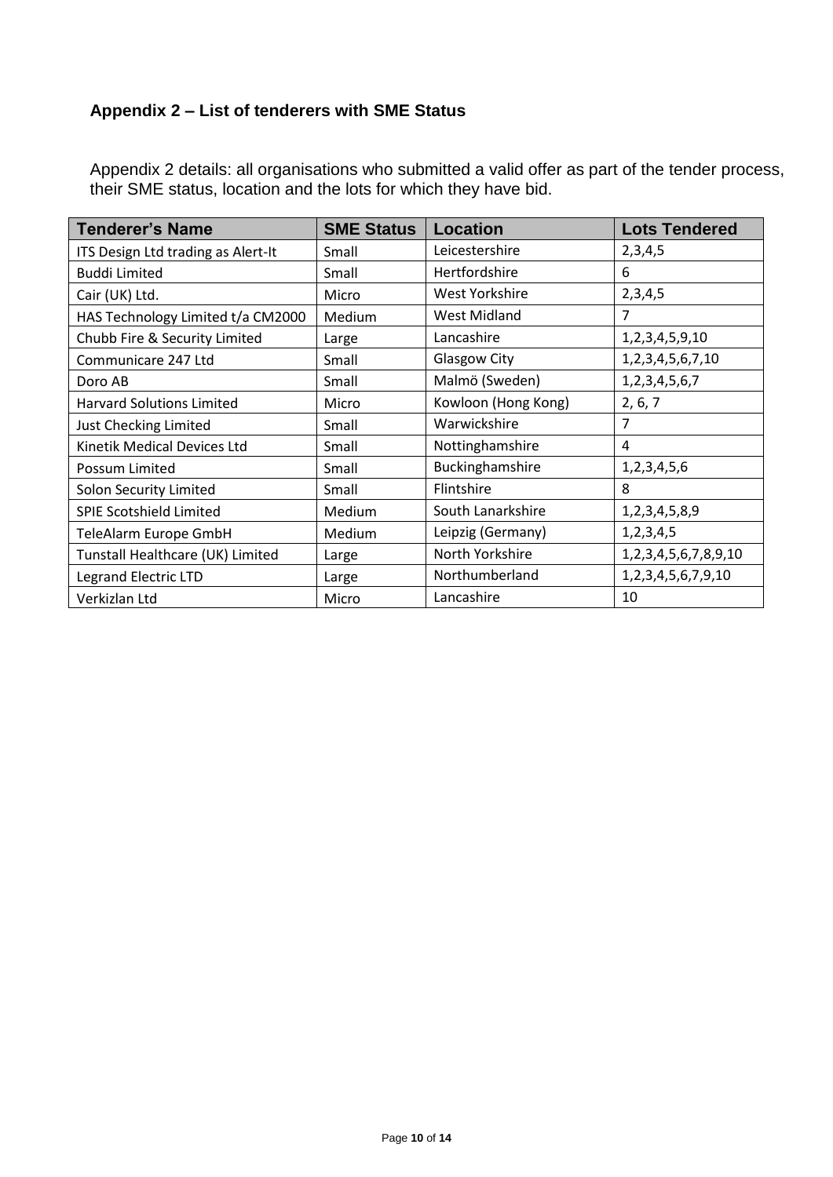## Appendix 2 – List of tenderers with SME Status

Appendix 2 details: all organisations who submitted a valid offer as part of the tender process, their SME status, location and the lots for which they have bid.

| Tenderer's Name | SME Status | Location | Lots Tendered |
|---|---|---|---|
| ITS Design Ltd trading as Alert-It | Small | Leicestershire | 2,3,4,5 |
| Buddi Limited | Small | Hertfordshire | 6 |
| Cair (UK) Ltd. | Micro | West Yorkshire | 2,3,4,5 |
| HAS Technology Limited t/a CM2000 | Medium | West Midland | 7 |
| Chubb Fire & Security Limited | Large | Lancashire | 1,2,3,4,5,9,10 |
| Communicare 247 Ltd | Small | Glasgow City | 1,2,3,4,5,6,7,10 |
| Doro AB | Small | Malmö (Sweden) | 1,2,3,4,5,6,7 |
| Harvard Solutions Limited | Micro | Kowloon (Hong Kong) | 2, 6, 7 |
| Just Checking Limited | Small | Warwickshire | 7 |
| Kinetik Medical Devices Ltd | Small | Nottinghamshire | 4 |
| Possum Limited | Small | Buckinghamshire | 1,2,3,4,5,6 |
| Solon Security Limited | Small | Flintshire | 8 |
| SPIE Scotshield Limited | Medium | South Lanarkshire | 1,2,3,4,5,8,9 |
| TeleAlarm Europe GmbH | Medium | Leipzig (Germany) | 1,2,3,4,5 |
| Tunstall Healthcare (UK) Limited | Large | North Yorkshire | 1,2,3,4,5,6,7,8,9,10 |
| Legrand Electric LTD | Large | Northumberland | 1,2,3,4,5,6,7,9,10 |
| Verkizlan Ltd | Micro | Lancashire | 10 |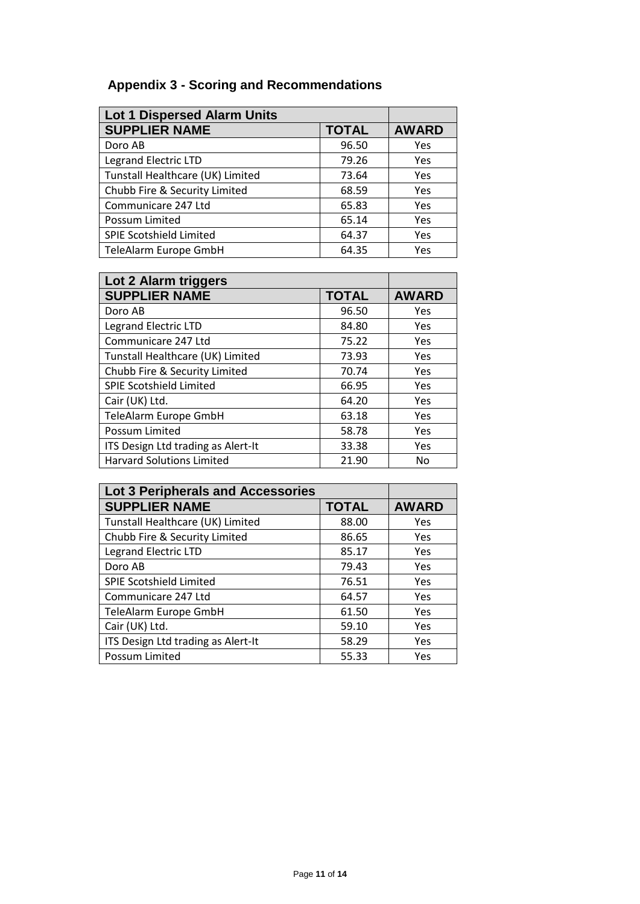## Appendix 3 - Scoring and Recommendations

| Lot 1 Dispersed Alarm Units | | |
|---|---|---|
| **SUPPLIER NAME** | **TOTAL** | **AWARD** |
| Doro AB | 96.50 | Yes |
| Legrand Electric LTD | 79.26 | Yes |
| Tunstall Healthcare (UK) Limited | 73.64 | Yes |
| Chubb Fire & Security Limited | 68.59 | Yes |
| Communicare 247 Ltd | 65.83 | Yes |
| Possum Limited | 65.14 | Yes |
| SPIE Scotshield Limited | 64.37 | Yes |
| TeleAlarm Europe GmbH | 64.35 | Yes |

| Lot 2 Alarm triggers | | |
|---|---|---|
| **SUPPLIER NAME** | **TOTAL** | **AWARD** |
| Doro AB | 96.50 | Yes |
| Legrand Electric LTD | 84.80 | Yes |
| Communicare 247 Ltd | 75.22 | Yes |
| Tunstall Healthcare (UK) Limited | 73.93 | Yes |
| Chubb Fire & Security Limited | 70.74 | Yes |
| SPIE Scotshield Limited | 66.95 | Yes |
| Cair (UK) Ltd. | 64.20 | Yes |
| TeleAlarm Europe GmbH | 63.18 | Yes |
| Possum Limited | 58.78 | Yes |
| ITS Design Ltd trading as Alert-It | 33.38 | Yes |
| Harvard Solutions Limited | 21.90 | No |

| Lot 3 Peripherals and Accessories | | |
|---|---|---|
| **SUPPLIER NAME** | **TOTAL** | **AWARD** |
| Tunstall Healthcare (UK) Limited | 88.00 | Yes |
| Chubb Fire & Security Limited | 86.65 | Yes |
| Legrand Electric LTD | 85.17 | Yes |
| Doro AB | 79.43 | Yes |
| SPIE Scotshield Limited | 76.51 | Yes |
| Communicare 247 Ltd | 64.57 | Yes |
| TeleAlarm Europe GmbH | 61.50 | Yes |
| Cair (UK) Ltd. | 59.10 | Yes |
| ITS Design Ltd trading as Alert-It | 58.29 | Yes |
| Possum Limited | 55.33 | Yes |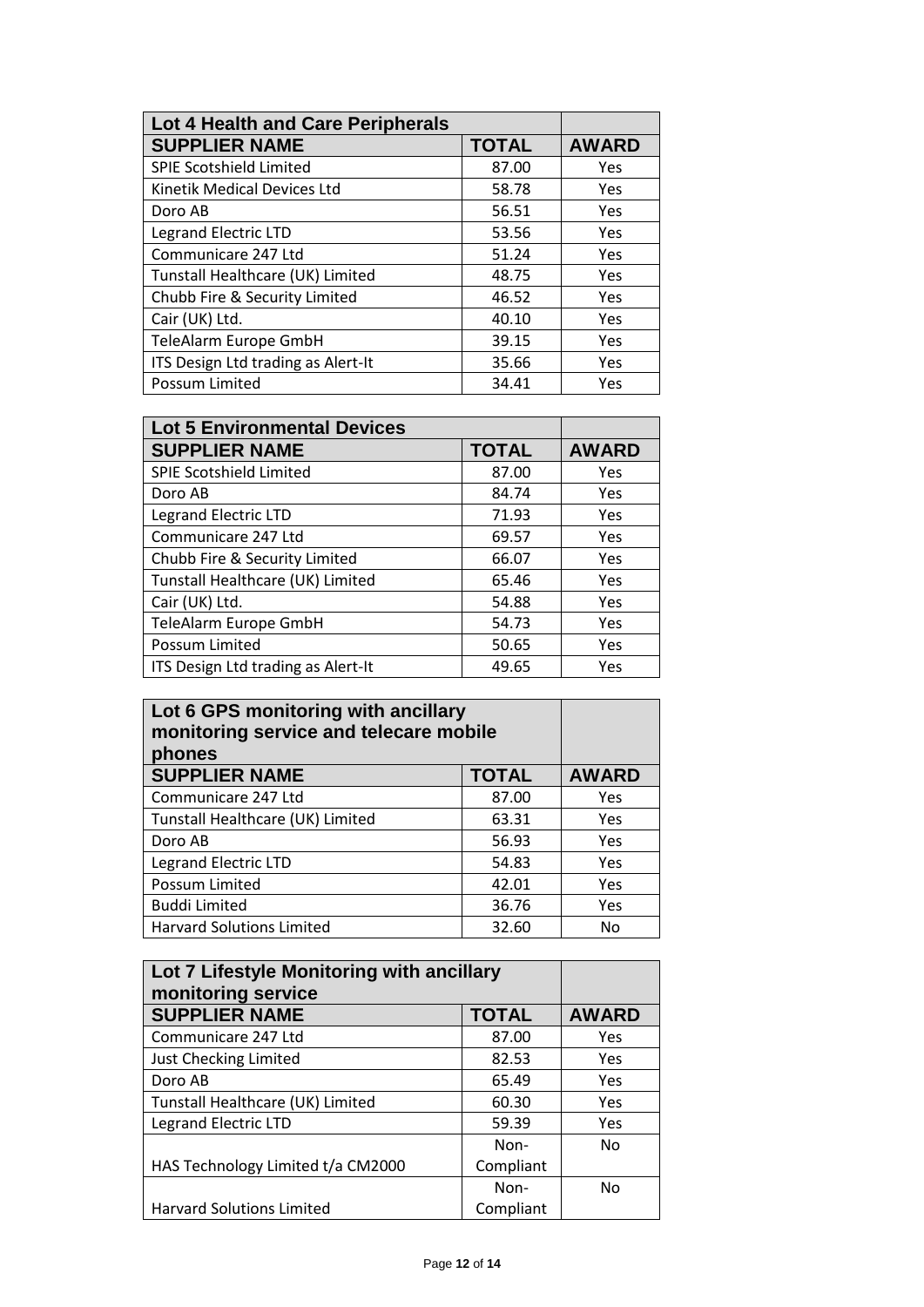| Lot 4 Health and Care Peripherals | | |
|---|---|---|
| **SUPPLIER NAME** | **TOTAL** | **AWARD** |
| SPIE Scotshield Limited | 87.00 | Yes |
| Kinetik Medical Devices Ltd | 58.78 | Yes |
| Doro AB | 56.51 | Yes |
| Legrand Electric LTD | 53.56 | Yes |
| Communicare 247 Ltd | 51.24 | Yes |
| Tunstall Healthcare (UK) Limited | 48.75 | Yes |
| Chubb Fire & Security Limited | 46.52 | Yes |
| Cair (UK) Ltd. | 40.10 | Yes |
| TeleAlarm Europe GmbH | 39.15 | Yes |
| ITS Design Ltd trading as Alert-It | 35.66 | Yes |
| Possum Limited | 34.41 | Yes |

| Lot 5 Environmental Devices | | |
|---|---|---|
| **SUPPLIER NAME** | **TOTAL** | **AWARD** |
| SPIE Scotshield Limited | 87.00 | Yes |
| Doro AB | 84.74 | Yes |
| Legrand Electric LTD | 71.93 | Yes |
| Communicare 247 Ltd | 69.57 | Yes |
| Chubb Fire & Security Limited | 66.07 | Yes |
| Tunstall Healthcare (UK) Limited | 65.46 | Yes |
| Cair (UK) Ltd. | 54.88 | Yes |
| TeleAlarm Europe GmbH | 54.73 | Yes |
| Possum Limited | 50.65 | Yes |
| ITS Design Ltd trading as Alert-It | 49.65 | Yes |

| Lot 6 GPS monitoring with ancillary monitoring service and telecare mobile phones | | |
|---|---|---|
| **SUPPLIER NAME** | **TOTAL** | **AWARD** |
| Communicare 247 Ltd | 87.00 | Yes |
| Tunstall Healthcare (UK) Limited | 63.31 | Yes |
| Doro AB | 56.93 | Yes |
| Legrand Electric LTD | 54.83 | Yes |
| Possum Limited | 42.01 | Yes |
| Buddi Limited | 36.76 | Yes |
| Harvard Solutions Limited | 32.60 | No |

| Lot 7 Lifestyle Monitoring with ancillary monitoring service | | |
|---|---|---|
| **SUPPLIER NAME** | **TOTAL** | **AWARD** |
| Communicare 247 Ltd | 87.00 | Yes |
| Just Checking Limited | 82.53 | Yes |
| Doro AB | 65.49 | Yes |
| Tunstall Healthcare (UK) Limited | 60.30 | Yes |
| Legrand Electric LTD | 59.39 | Yes |
| HAS Technology Limited t/a CM2000 | Non-Compliant | No |
| Harvard Solutions Limited | Non-Compliant | No |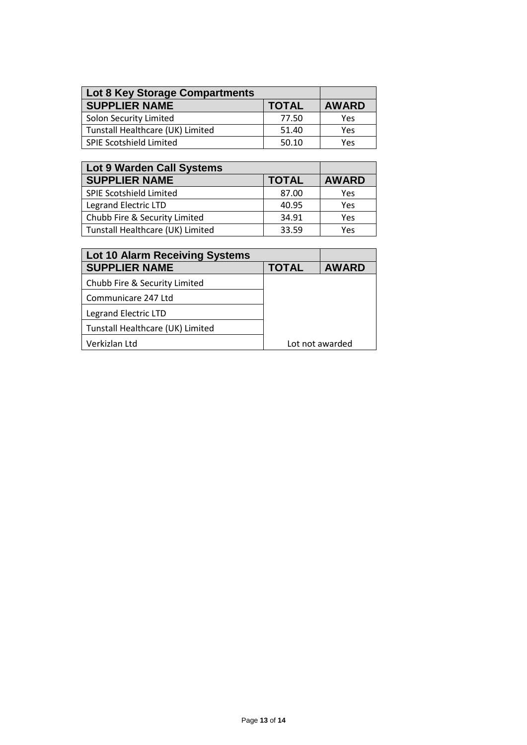| Lot 8 Key Storage Compartments | | |
|---|---|---|
| **SUPPLIER NAME** | **TOTAL** | **AWARD** |
| Solon Security Limited | 77.50 | Yes |
| Tunstall Healthcare (UK) Limited | 51.40 | Yes |
| SPIE Scotshield Limited | 50.10 | Yes |

| Lot 9 Warden Call Systems | | |
|---|---|---|
| **SUPPLIER NAME** | **TOTAL** | **AWARD** |
| SPIE Scotshield Limited | 87.00 | Yes |
| Legrand Electric LTD | 40.95 | Yes |
| Chubb Fire & Security Limited | 34.91 | Yes |
| Tunstall Healthcare (UK) Limited | 33.59 | Yes |

| Lot 10 Alarm Receiving Systems | | |
|---|---|---|
| **SUPPLIER NAME** | **TOTAL** | **AWARD** |
| Chubb Fire & Security Limited | | |
| Communicare 247 Ltd | | |
| Legrand Electric LTD | | |
| Tunstall Healthcare (UK) Limited | | |
| Verkizlan Ltd | Lot not awarded | |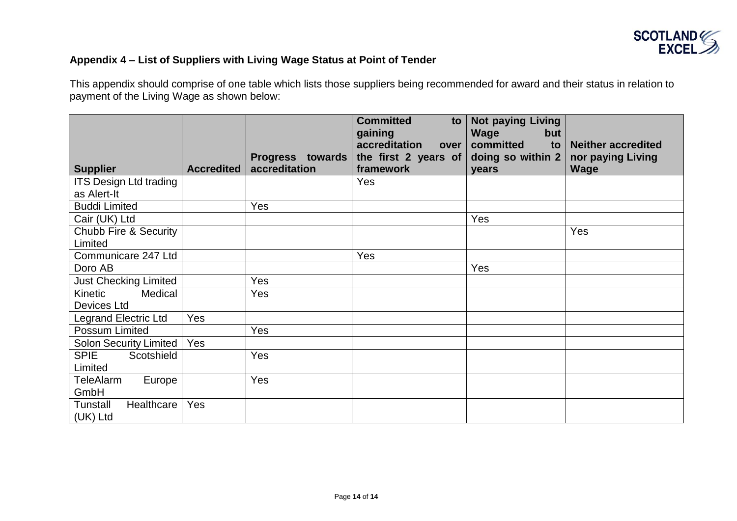## Appendix 4 – List of Suppliers with Living Wage Status at Point of Tender

This appendix should comprise of one table which lists those suppliers being recommended for award and their status in relation to payment of the Living Wage as shown below:

| Supplier | Accredited | Progress towards accreditation | Committed to gaining accreditation over the first 2 years of framework | Not paying Living Wage but committed to doing so within 2 years | Neither accredited nor paying Living Wage |
|---|---|---|---|---|---|
| ITS Design Ltd trading as Alert-It | | | Yes | | |
| Buddi Limited | | Yes | | | |
| Cair (UK) Ltd | | | | Yes | |
| Chubb Fire & Security Limited | | | | | Yes |
| Communicare 247 Ltd | | | Yes | | |
| Doro AB | | | | Yes | |
| Just Checking Limited | | Yes | | | |
| Kinetic Medical Devices Ltd | | Yes | | | |
| Legrand Electric Ltd | Yes | | | | |
| Possum Limited | | Yes | | | |
| Solon Security Limited | Yes | | | | |
| SPIE Scotshield Limited | | Yes | | | |
| TeleAlarm Europe GmbH | | Yes | | | |
| Tunstall Healthcare (UK) Ltd | Yes | | | | |